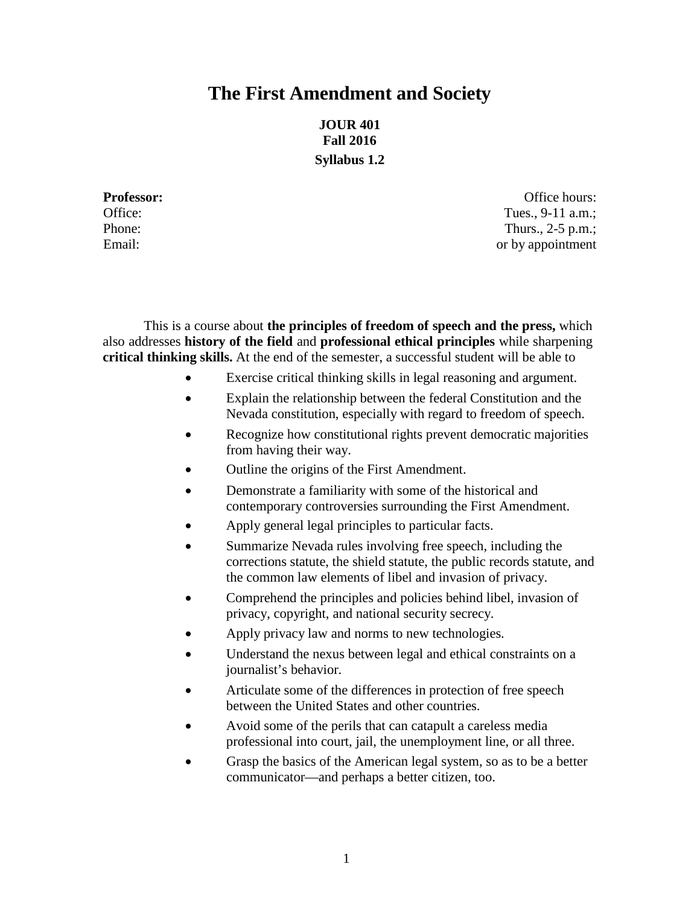# The First Amendment and Society

**JOUR 401**
**Fall 2016**

**Syllabus 1.2**

**Professor:**
Office:
Phone:
Email:

Office hours:
Tues., 9-11 a.m.;
Thurs., 2-5 p.m.;
or by appointment

This is a course about **the principles of freedom of speech and the press,** which also addresses **history of the field** and **professional ethical principles** while sharpening **critical thinking skills.** At the end of the semester, a successful student will be able to

- Exercise critical thinking skills in legal reasoning and argument.
- Explain the relationship between the federal Constitution and the Nevada constitution, especially with regard to freedom of speech.
- Recognize how constitutional rights prevent democratic majorities from having their way.
- Outline the origins of the First Amendment.
- Demonstrate a familiarity with some of the historical and contemporary controversies surrounding the First Amendment.
- Apply general legal principles to particular facts.
- Summarize Nevada rules involving free speech, including the corrections statute, the shield statute, the public records statute, and the common law elements of libel and invasion of privacy.
- Comprehend the principles and policies behind libel, invasion of privacy, copyright, and national security secrecy.
- Apply privacy law and norms to new technologies.
- Understand the nexus between legal and ethical constraints on a journalist's behavior.
- Articulate some of the differences in protection of free speech between the United States and other countries.
- Avoid some of the perils that can catapult a careless media professional into court, jail, the unemployment line, or all three.
- Grasp the basics of the American legal system, so as to be a better communicator—and perhaps a better citizen, too.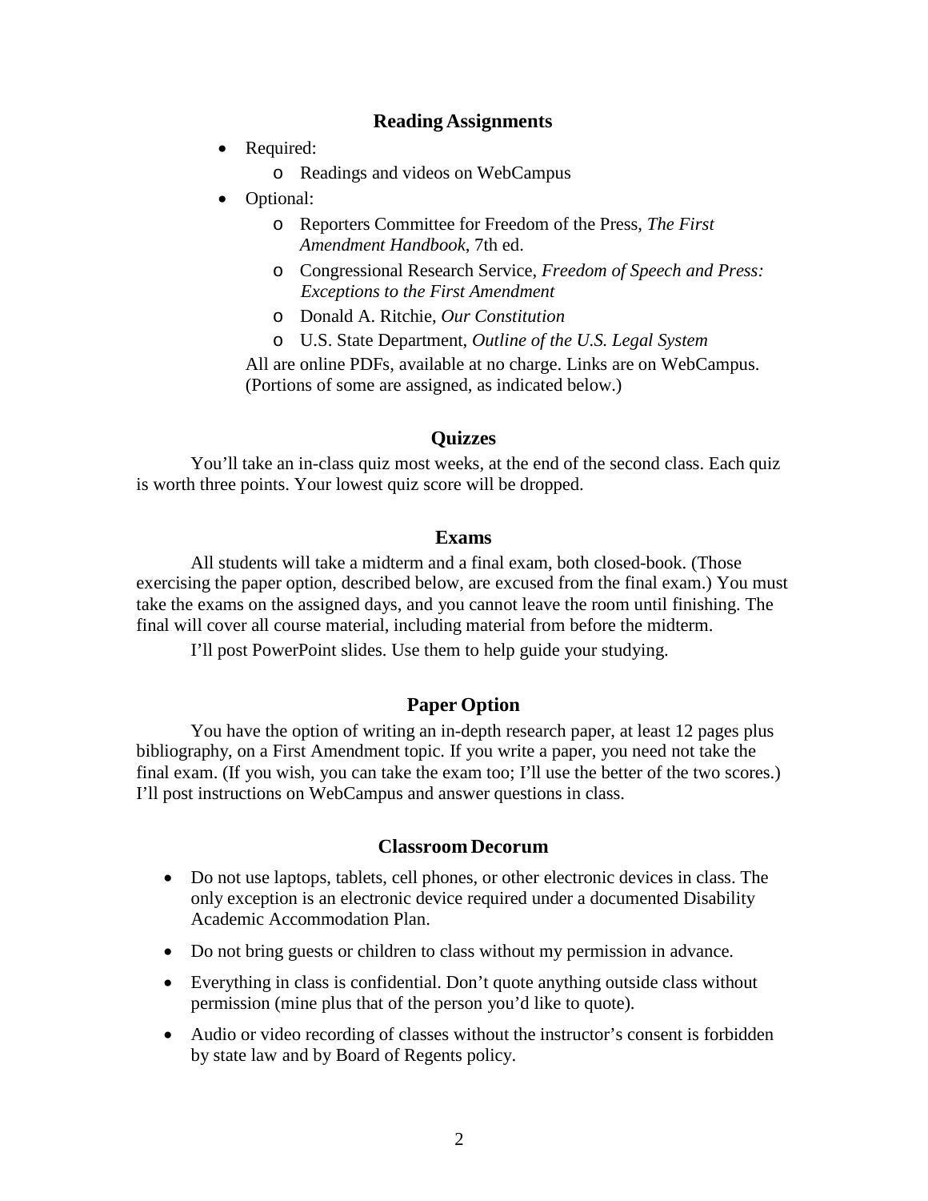## Reading Assignments

- Required:
  - Readings and videos on WebCampus
- Optional:
  - Reporters Committee for Freedom of the Press, *The First Amendment Handbook*, 7th ed.
  - Congressional Research Service, *Freedom of Speech and Press: Exceptions to the First Amendment*
  - Donald A. Ritchie, *Our Constitution*
  - U.S. State Department, *Outline of the U.S. Legal System*

  All are online PDFs, available at no charge. Links are on WebCampus. (Portions of some are assigned, as indicated below.)

## Quizzes

You'll take an in-class quiz most weeks, at the end of the second class. Each quiz is worth three points. Your lowest quiz score will be dropped.

## Exams

All students will take a midterm and a final exam, both closed-book. (Those exercising the paper option, described below, are excused from the final exam.) You must take the exams on the assigned days, and you cannot leave the room until finishing. The final will cover all course material, including material from before the midterm.

I'll post PowerPoint slides. Use them to help guide your studying.

## Paper Option

You have the option of writing an in-depth research paper, at least 12 pages plus bibliography, on a First Amendment topic. If you write a paper, you need not take the final exam. (If you wish, you can take the exam too; I'll use the better of the two scores.) I'll post instructions on WebCampus and answer questions in class.

## Classroom Decorum

- Do not use laptops, tablets, cell phones, or other electronic devices in class. The only exception is an electronic device required under a documented Disability Academic Accommodation Plan.
- Do not bring guests or children to class without my permission in advance.
- Everything in class is confidential. Don't quote anything outside class without permission (mine plus that of the person you'd like to quote).
- Audio or video recording of classes without the instructor's consent is forbidden by state law and by Board of Regents policy.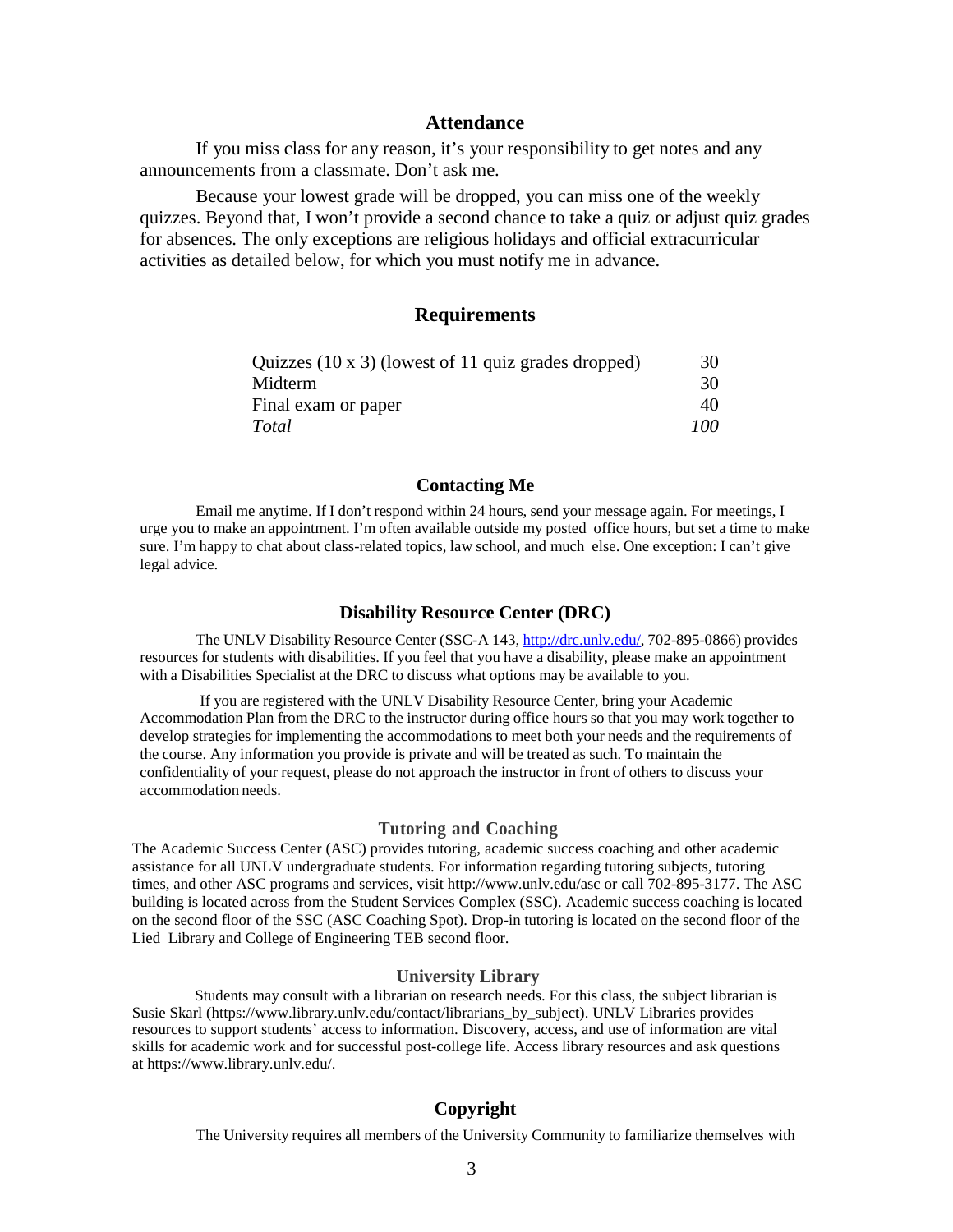## Attendance

If you miss class for any reason, it's your responsibility to get notes and any announcements from a classmate. Don't ask me.

Because your lowest grade will be dropped, you can miss one of the weekly quizzes. Beyond that, I won't provide a second chance to take a quiz or adjust quiz grades for absences. The only exceptions are religious holidays and official extracurricular activities as detailed below, for which you must notify me in advance.

## Requirements

| | |
|---|---|
| Quizzes (10 x 3) (lowest of 11 quiz grades dropped) | 30 |
| Midterm | 30 |
| Final exam or paper | 40 |
| *Total* | *100* |

## Contacting Me

Email me anytime. If I don't respond within 24 hours, send your message again. For meetings, I urge you to make an appointment. I'm often available outside my posted office hours, but set a time to make sure. I'm happy to chat about class-related topics, law school, and much else. One exception: I can't give legal advice.

## Disability Resource Center (DRC)

The UNLV Disability Resource Center (SSC-A 143, http://drc.unlv.edu/, 702-895-0866) provides resources for students with disabilities. If you feel that you have a disability, please make an appointment with a Disabilities Specialist at the DRC to discuss what options may be available to you.

If you are registered with the UNLV Disability Resource Center, bring your Academic Accommodation Plan from the DRC to the instructor during office hours so that you may work together to develop strategies for implementing the accommodations to meet both your needs and the requirements of the course. Any information you provide is private and will be treated as such. To maintain the confidentiality of your request, please do not approach the instructor in front of others to discuss your accommodation needs.

## Tutoring and Coaching

The Academic Success Center (ASC) provides tutoring, academic success coaching and other academic assistance for all UNLV undergraduate students. For information regarding tutoring subjects, tutoring times, and other ASC programs and services, visit http://www.unlv.edu/asc or call 702-895-3177. The ASC building is located across from the Student Services Complex (SSC). Academic success coaching is located on the second floor of the SSC (ASC Coaching Spot). Drop-in tutoring is located on the second floor of the Lied Library and College of Engineering TEB second floor.

## University Library

Students may consult with a librarian on research needs. For this class, the subject librarian is Susie Skarl (https://www.library.unlv.edu/contact/librarians_by_subject). UNLV Libraries provides resources to support students' access to information. Discovery, access, and use of information are vital skills for academic work and for successful post-college life. Access library resources and ask questions at https://www.library.unlv.edu/.

## Copyright

The University requires all members of the University Community to familiarize themselves with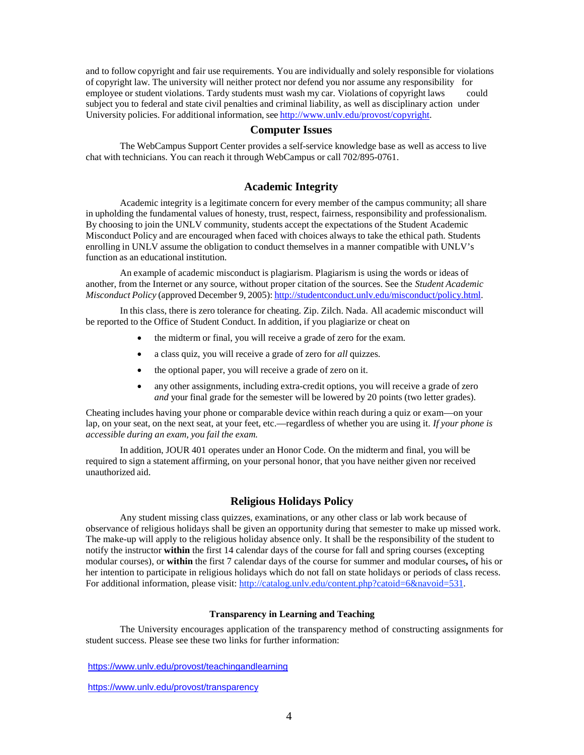and to follow copyright and fair use requirements. You are individually and solely responsible for violations of copyright law. The university will neither protect nor defend you nor assume any responsibility for employee or student violations. Tardy students must wash my car. Violations of copyright laws could subject you to federal and state civil penalties and criminal liability, as well as disciplinary action under University policies. For additional information, see http://www.unlv.edu/provost/copyright.

## Computer Issues

The WebCampus Support Center provides a self-service knowledge base as well as access to live chat with technicians. You can reach it through WebCampus or call 702/895-0761.

## Academic Integrity

Academic integrity is a legitimate concern for every member of the campus community; all share in upholding the fundamental values of honesty, trust, respect, fairness, responsibility and professionalism. By choosing to join the UNLV community, students accept the expectations of the Student Academic Misconduct Policy and are encouraged when faced with choices always to take the ethical path. Students enrolling in UNLV assume the obligation to conduct themselves in a manner compatible with UNLV's function as an educational institution.

An example of academic misconduct is plagiarism. Plagiarism is using the words or ideas of another, from the Internet or any source, without proper citation of the sources. See the *Student Academic Misconduct Policy* (approved December 9, 2005): http://studentconduct.unlv.edu/misconduct/policy.html.

In this class, there is zero tolerance for cheating. Zip. Zilch. Nada. All academic misconduct will be reported to the Office of Student Conduct. In addition, if you plagiarize or cheat on

- the midterm or final, you will receive a grade of zero for the exam.
- a class quiz, you will receive a grade of zero for *all* quizzes.
- the optional paper, you will receive a grade of zero on it.
- any other assignments, including extra-credit options, you will receive a grade of zero *and* your final grade for the semester will be lowered by 20 points (two letter grades).

Cheating includes having your phone or comparable device within reach during a quiz or exam—on your lap, on your seat, on the next seat, at your feet, etc.—regardless of whether you are using it. *If your phone is accessible during an exam, you fail the exam.*

In addition, JOUR 401 operates under an Honor Code. On the midterm and final, you will be required to sign a statement affirming, on your personal honor, that you have neither given nor received unauthorized aid.

## Religious Holidays Policy

Any student missing class quizzes, examinations, or any other class or lab work because of observance of religious holidays shall be given an opportunity during that semester to make up missed work. The make-up will apply to the religious holiday absence only. It shall be the responsibility of the student to notify the instructor **within** the first 14 calendar days of the course for fall and spring courses (excepting modular courses), or **within** the first 7 calendar days of the course for summer and modular courses**,** of his or her intention to participate in religious holidays which do not fall on state holidays or periods of class recess. For additional information, please visit: http://catalog.unlv.edu/content.php?catoid=6&navoid=531.

### Transparency in Learning and Teaching

The University encourages application of the transparency method of constructing assignments for student success. Please see these two links for further information:

https://www.unlv.edu/provost/teachingandlearning

https://www.unlv.edu/provost/transparency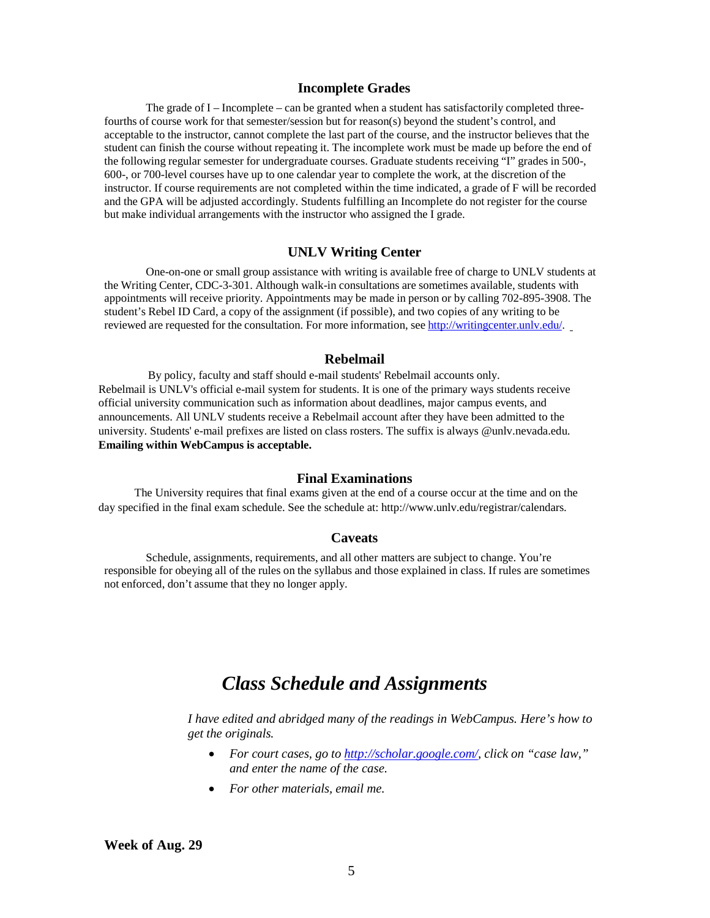## Incomplete Grades

The grade of I – Incomplete – can be granted when a student has satisfactorily completed three-fourths of course work for that semester/session but for reason(s) beyond the student's control, and acceptable to the instructor, cannot complete the last part of the course, and the instructor believes that the student can finish the course without repeating it. The incomplete work must be made up before the end of the following regular semester for undergraduate courses. Graduate students receiving "I" grades in 500-, 600-, or 700-level courses have up to one calendar year to complete the work, at the discretion of the instructor. If course requirements are not completed within the time indicated, a grade of F will be recorded and the GPA will be adjusted accordingly. Students fulfilling an Incomplete do not register for the course but make individual arrangements with the instructor who assigned the I grade.

## UNLV Writing Center

One-on-one or small group assistance with writing is available free of charge to UNLV students at the Writing Center, CDC-3-301. Although walk-in consultations are sometimes available, students with appointments will receive priority. Appointments may be made in person or by calling 702-895-3908. The student's Rebel ID Card, a copy of the assignment (if possible), and two copies of any writing to be reviewed are requested for the consultation. For more information, see [http://writingcenter.unlv.edu/](http://writingcenter.unlv.edu/).

## Rebelmail

By policy, faculty and staff should e-mail students' Rebelmail accounts only. Rebelmail is UNLV's official e-mail system for students. It is one of the primary ways students receive official university communication such as information about deadlines, major campus events, and announcements. All UNLV students receive a Rebelmail account after they have been admitted to the university. Students' e-mail prefixes are listed on class rosters. The suffix is always @unlv.nevada.edu. **Emailing within WebCampus is acceptable.**

## Final Examinations

The University requires that final exams given at the end of a course occur at the time and on the day specified in the final exam schedule. See the schedule at: http://www.unlv.edu/registrar/calendars.

## Caveats

Schedule, assignments, requirements, and all other matters are subject to change. You're responsible for obeying all of the rules on the syllabus and those explained in class. If rules are sometimes not enforced, don't assume that they no longer apply.

# *Class Schedule and Assignments*

*I have edited and abridged many of the readings in WebCampus. Here's how to get the originals.*

- *For court cases, go to [http://scholar.google.com/](http://scholar.google.com/), click on "case law," and enter the name of the case.*
- *For other materials, email me.*

**Week of Aug. 29**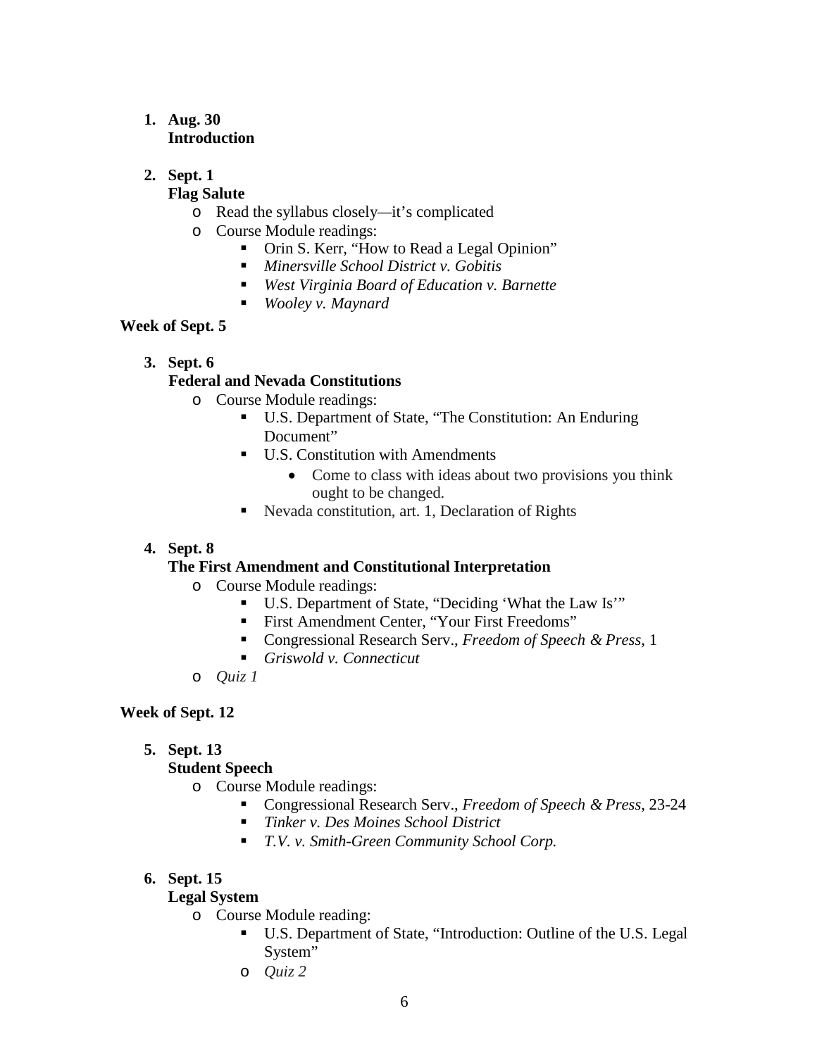1. **Aug. 30**
   **Introduction**

2. **Sept. 1**
   **Flag Salute**
   - Read the syllabus closely—it's complicated
   - Course Module readings:
     - Orin S. Kerr, "How to Read a Legal Opinion"
     - *Minersville School District v. Gobitis*
     - *West Virginia Board of Education v. Barnette*
     - *Wooley v. Maynard*

**Week of Sept. 5**

3. **Sept. 6**
   **Federal and Nevada Constitutions**
   - Course Module readings:
     - U.S. Department of State, "The Constitution: An Enduring Document"
     - U.S. Constitution with Amendments
       - Come to class with ideas about two provisions you think ought to be changed.
     - Nevada constitution, art. 1, Declaration of Rights

4. **Sept. 8**
   **The First Amendment and Constitutional Interpretation**
   - Course Module readings:
     - U.S. Department of State, "Deciding 'What the Law Is'"
     - First Amendment Center, "Your First Freedoms"
     - Congressional Research Serv., *Freedom of Speech & Press*, 1
     - *Griswold v. Connecticut*
   - *Quiz 1*

**Week of Sept. 12**

5. **Sept. 13**
   **Student Speech**
   - Course Module readings:
     - Congressional Research Serv., *Freedom of Speech & Press*, 23-24
     - *Tinker v. Des Moines School District*
     - *T.V. v. Smith-Green Community School Corp.*

6. **Sept. 15**
   **Legal System**
   - Course Module reading:
     - U.S. Department of State, "Introduction: Outline of the U.S. Legal System"
   - *Quiz 2*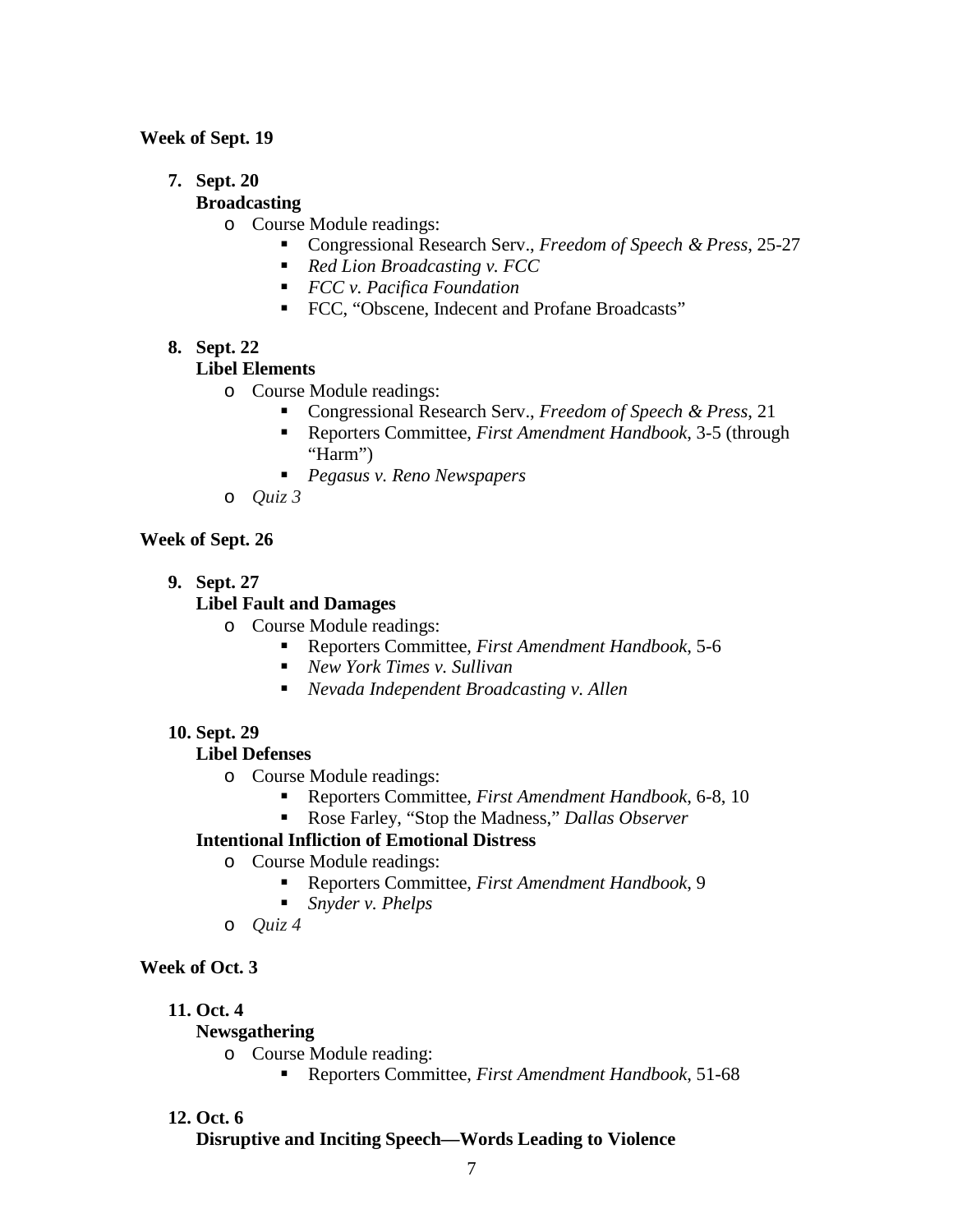**Week of Sept. 19**

7. **Sept. 20**
   **Broadcasting**
   - Course Module readings:
     - Congressional Research Serv., *Freedom of Speech & Press*, 25-27
     - *Red Lion Broadcasting v. FCC*
     - *FCC v. Pacifica Foundation*
     - FCC, "Obscene, Indecent and Profane Broadcasts"

8. **Sept. 22**
   **Libel Elements**
   - Course Module readings:
     - Congressional Research Serv., *Freedom of Speech & Press*, 21
     - Reporters Committee, *First Amendment Handbook*, 3-5 (through "Harm")
     - *Pegasus v. Reno Newspapers*
   - *Quiz 3*

**Week of Sept. 26**

9. **Sept. 27**
   **Libel Fault and Damages**
   - Course Module readings:
     - Reporters Committee, *First Amendment Handbook*, 5-6
     - *New York Times v. Sullivan*
     - *Nevada Independent Broadcasting v. Allen*

10. **Sept. 29**
    **Libel Defenses**
    - Course Module readings:
      - Reporters Committee, *First Amendment Handbook*, 6-8, 10
      - Rose Farley, "Stop the Madness," *Dallas Observer*

    **Intentional Infliction of Emotional Distress**
    - Course Module readings:
      - Reporters Committee, *First Amendment Handbook*, 9
      - *Snyder v. Phelps*
    - *Quiz 4*

**Week of Oct. 3**

11. **Oct. 4**
    **Newsgathering**
    - Course Module reading:
      - Reporters Committee, *First Amendment Handbook*, 51-68

12. **Oct. 6**
    **Disruptive and Inciting Speech—Words Leading to Violence**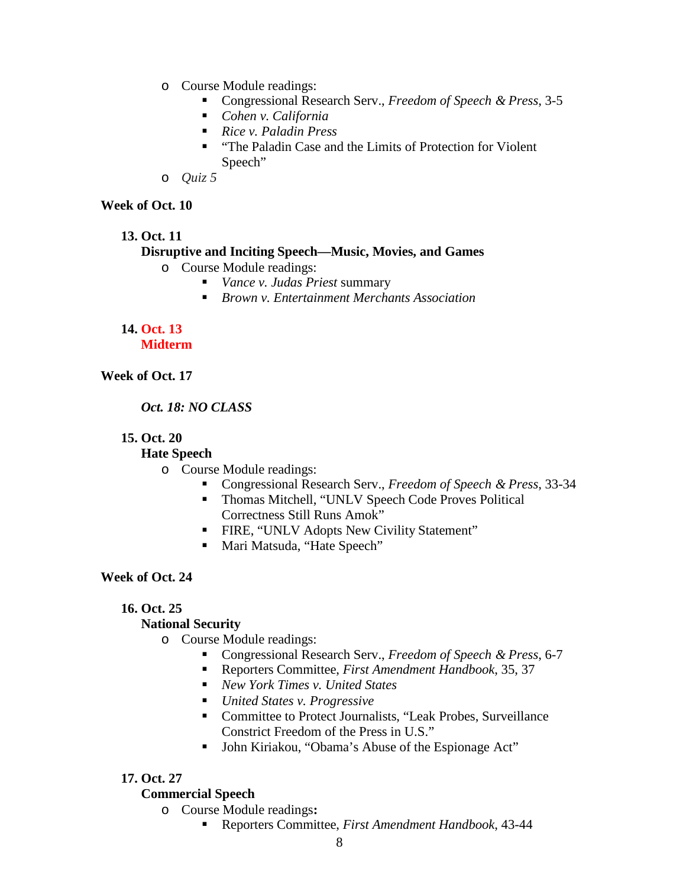- Course Module readings:
  - Congressional Research Serv., *Freedom of Speech & Press*, 3-5
  - *Cohen v. California*
  - *Rice v. Paladin Press*
  - "The Paladin Case and the Limits of Protection for Violent Speech"
- *Quiz 5*

**Week of Oct. 10**

**13. Oct. 11**
**Disruptive and Inciting Speech—Music, Movies, and Games**

- Course Module readings:
  - *Vance v. Judas Priest* summary
  - *Brown v. Entertainment Merchants Association*

**14. Oct. 13**
**Midterm**

**Week of Oct. 17**

***Oct. 18: NO CLASS***

**15. Oct. 20**
**Hate Speech**

- Course Module readings:
  - Congressional Research Serv., *Freedom of Speech & Press*, 33-34
  - Thomas Mitchell, "UNLV Speech Code Proves Political Correctness Still Runs Amok"
  - FIRE, "UNLV Adopts New Civility Statement"
  - Mari Matsuda, "Hate Speech"

**Week of Oct. 24**

**16. Oct. 25**
**National Security**

- Course Module readings:
  - Congressional Research Serv., *Freedom of Speech & Press*, 6-7
  - Reporters Committee, *First Amendment Handbook*, 35, 37
  - *New York Times v. United States*
  - *United States v. Progressive*
  - Committee to Protect Journalists, "Leak Probes, Surveillance Constrict Freedom of the Press in U.S."
  - John Kiriakou, "Obama's Abuse of the Espionage Act"

**17. Oct. 27**
**Commercial Speech**

- Course Module readings**:**
  - Reporters Committee, *First Amendment Handbook*, 43-44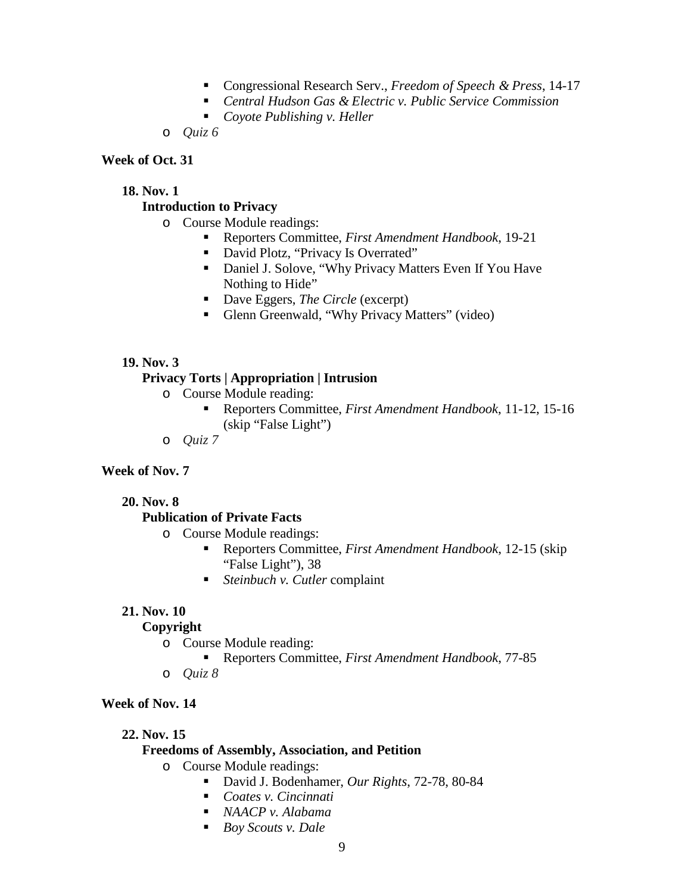- Congressional Research Serv., *Freedom of Speech & Press*, 14-17
- *Central Hudson Gas & Electric v. Public Service Commission*
- *Coyote Publishing v. Heller*

- *Quiz 6*

**Week of Oct. 31**

**18. Nov. 1**
**Introduction to Privacy**

- Course Module readings:
  - Reporters Committee, *First Amendment Handbook*, 19-21
  - David Plotz, "Privacy Is Overrated"
  - Daniel J. Solove, "Why Privacy Matters Even If You Have Nothing to Hide"
  - Dave Eggers, *The Circle* (excerpt)
  - Glenn Greenwald, "Why Privacy Matters" (video)

**19. Nov. 3**
**Privacy Torts | Appropriation | Intrusion**

- Course Module reading:
  - Reporters Committee, *First Amendment Handbook*, 11-12, 15-16 (skip "False Light")
- *Quiz 7*

**Week of Nov. 7**

**20. Nov. 8**
**Publication of Private Facts**

- Course Module readings:
  - Reporters Committee, *First Amendment Handbook*, 12-15 (skip "False Light"), 38
  - *Steinbuch v. Cutler* complaint

**21. Nov. 10**
**Copyright**

- Course Module reading:
  - Reporters Committee, *First Amendment Handbook*, 77-85
- *Quiz 8*

**Week of Nov. 14**

**22. Nov. 15**
**Freedoms of Assembly, Association, and Petition**

- Course Module readings:
  - David J. Bodenhamer, *Our Rights*, 72-78, 80-84
  - *Coates v. Cincinnati*
  - *NAACP v. Alabama*
  - *Boy Scouts v. Dale*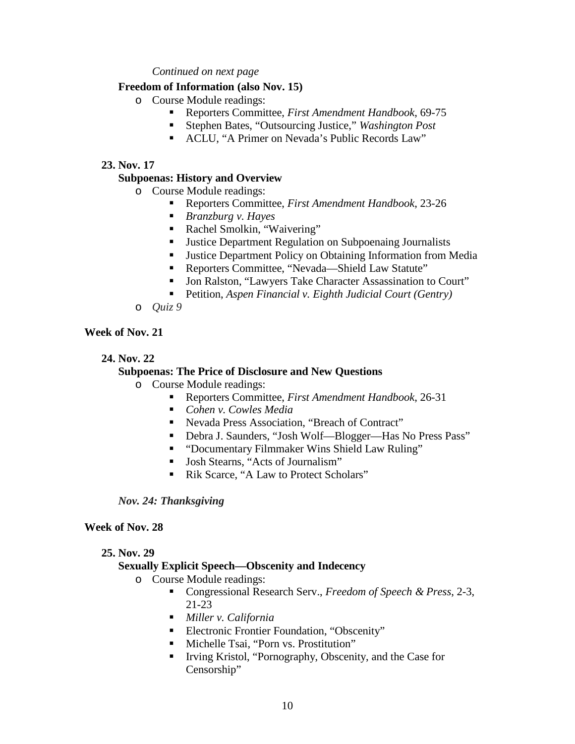*Continued on next page*

**Freedom of Information (also Nov. 15)**

- Course Module readings:
  - Reporters Committee, *First Amendment Handbook*, 69-75
  - Stephen Bates, "Outsourcing Justice," *Washington Post*
  - ACLU, "A Primer on Nevada's Public Records Law"

**23. Nov. 17**

**Subpoenas: History and Overview**

- Course Module readings:
  - Reporters Committee, *First Amendment Handbook*, 23-26
  - *Branzburg v. Hayes*
  - Rachel Smolkin, "Waivering"
  - Justice Department Regulation on Subpoenaing Journalists
  - Justice Department Policy on Obtaining Information from Media
  - Reporters Committee, "Nevada—Shield Law Statute"
  - Jon Ralston, "Lawyers Take Character Assassination to Court"
  - Petition, *Aspen Financial v. Eighth Judicial Court (Gentry)*
- *Quiz 9*

**Week of Nov. 21**

**24. Nov. 22**

**Subpoenas: The Price of Disclosure and New Questions**

- Course Module readings:
  - Reporters Committee, *First Amendment Handbook*, 26-31
  - *Cohen v. Cowles Media*
  - Nevada Press Association, "Breach of Contract"
  - Debra J. Saunders, "Josh Wolf—Blogger—Has No Press Pass"
  - "Documentary Filmmaker Wins Shield Law Ruling"
  - Josh Stearns, "Acts of Journalism"
  - Rik Scarce, "A Law to Protect Scholars"

***Nov. 24: Thanksgiving***

**Week of Nov. 28**

**25. Nov. 29**

**Sexually Explicit Speech—Obscenity and Indecency**

- Course Module readings:
  - Congressional Research Serv., *Freedom of Speech & Press*, 2-3, 21-23
  - *Miller v. California*
  - Electronic Frontier Foundation, "Obscenity"
  - Michelle Tsai, "Porn vs. Prostitution"
  - Irving Kristol, "Pornography, Obscenity, and the Case for Censorship"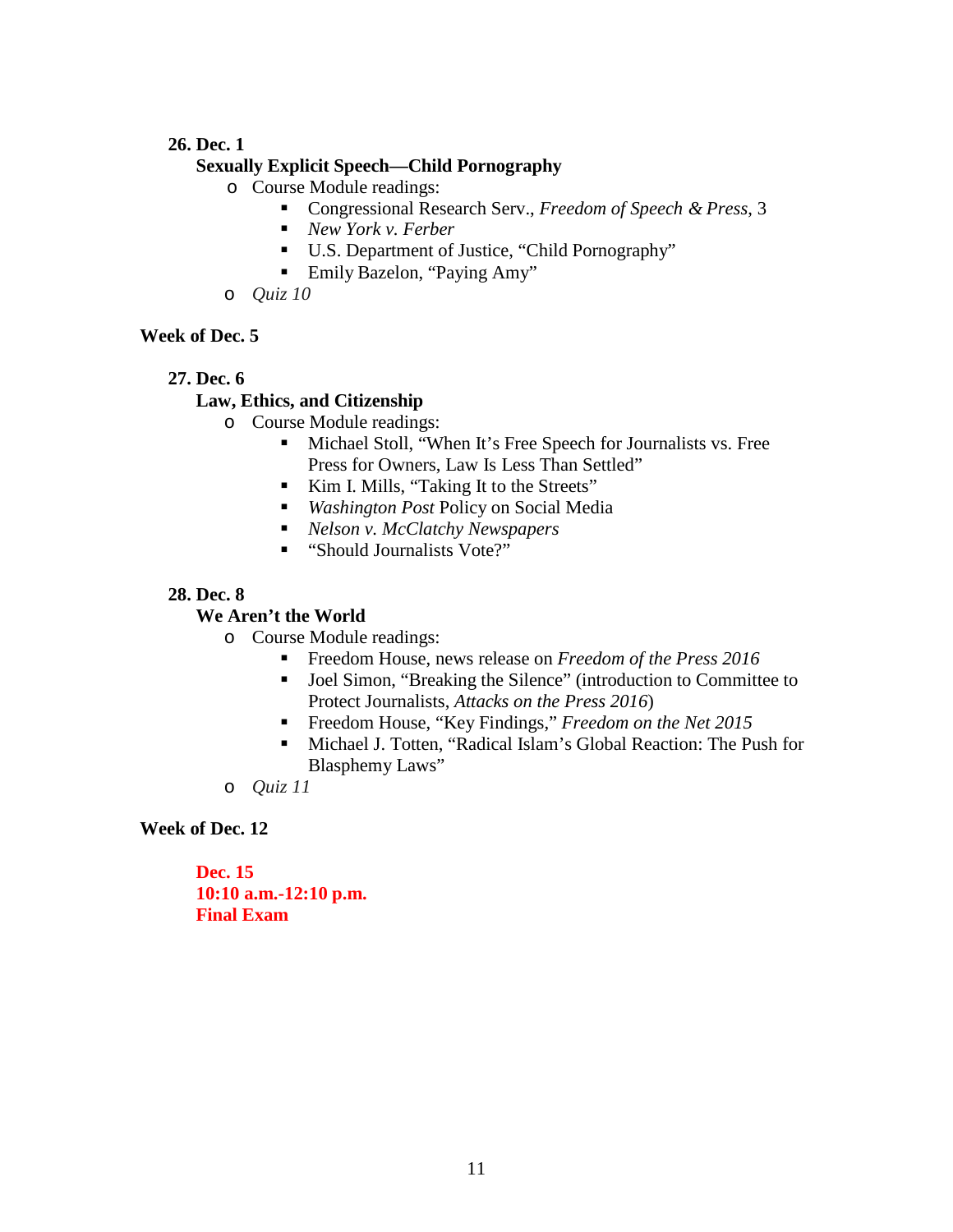**26. Dec. 1**

**Sexually Explicit Speech—Child Pornography**

- Course Module readings:
  - Congressional Research Serv., *Freedom of Speech & Press*, 3
  - *New York v. Ferber*
  - U.S. Department of Justice, "Child Pornography"
  - Emily Bazelon, "Paying Amy"
- *Quiz 10*

**Week of Dec. 5**

**27. Dec. 6**

**Law, Ethics, and Citizenship**

- Course Module readings:
  - Michael Stoll, "When It's Free Speech for Journalists vs. Free Press for Owners, Law Is Less Than Settled"
  - Kim I. Mills, "Taking It to the Streets"
  - *Washington Post* Policy on Social Media
  - *Nelson v. McClatchy Newspapers*
  - "Should Journalists Vote?"

**28. Dec. 8**

**We Aren't the World**

- Course Module readings:
  - Freedom House, news release on *Freedom of the Press 2016*
  - Joel Simon, "Breaking the Silence" (introduction to Committee to Protect Journalists, *Attacks on the Press 2016*)
  - Freedom House, "Key Findings," *Freedom on the Net 2015*
  - Michael J. Totten, "Radical Islam's Global Reaction: The Push for Blasphemy Laws"
- *Quiz 11*

**Week of Dec. 12**

**Dec. 15**
**10:10 a.m.-12:10 p.m.**
**Final Exam**